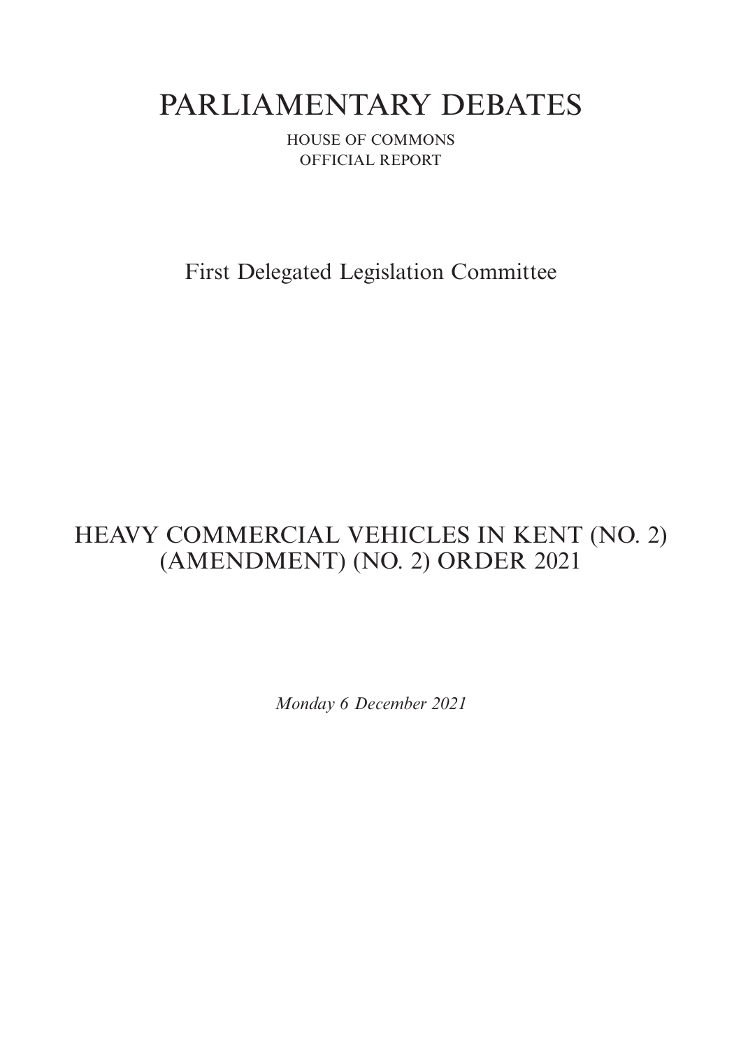# PARLIAMENTARY DEBATES

HOUSE OF COMMONS
OFFICIAL REPORT

## First Delegated Legislation Committee

## HEAVY COMMERCIAL VEHICLES IN KENT (NO. 2) (AMENDMENT) (NO. 2) ORDER 2021

*Monday 6 December 2021*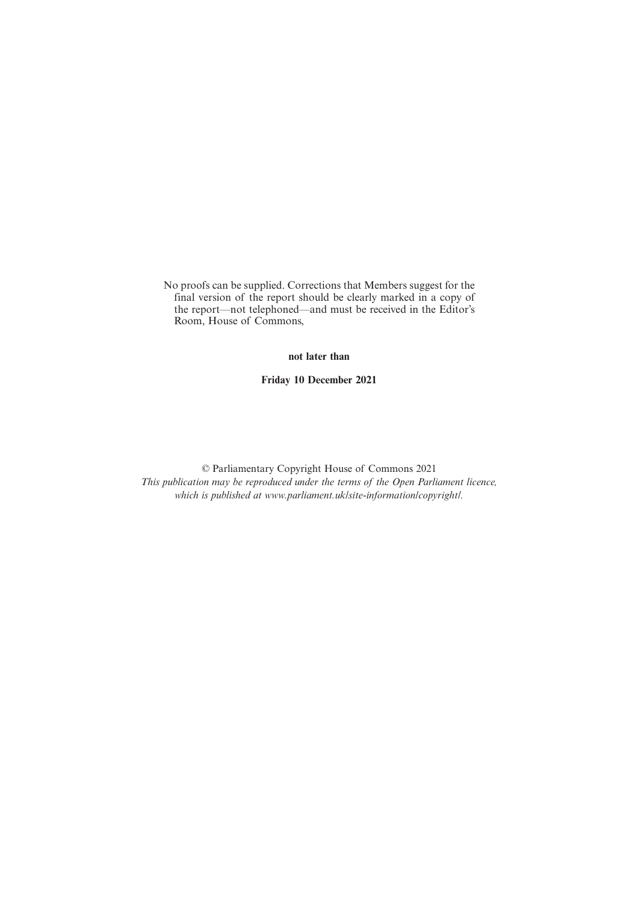No proofs can be supplied. Corrections that Members suggest for the final version of the report should be clearly marked in a copy of the report—not telephoned—and must be received in the Editor's Room, House of Commons,

**not later than**

**Friday 10 December 2021**

© Parliamentary Copyright House of Commons 2021
*This publication may be reproduced under the terms of the Open Parliament licence, which is published at www.parliament.uk/site-information/copyright/.*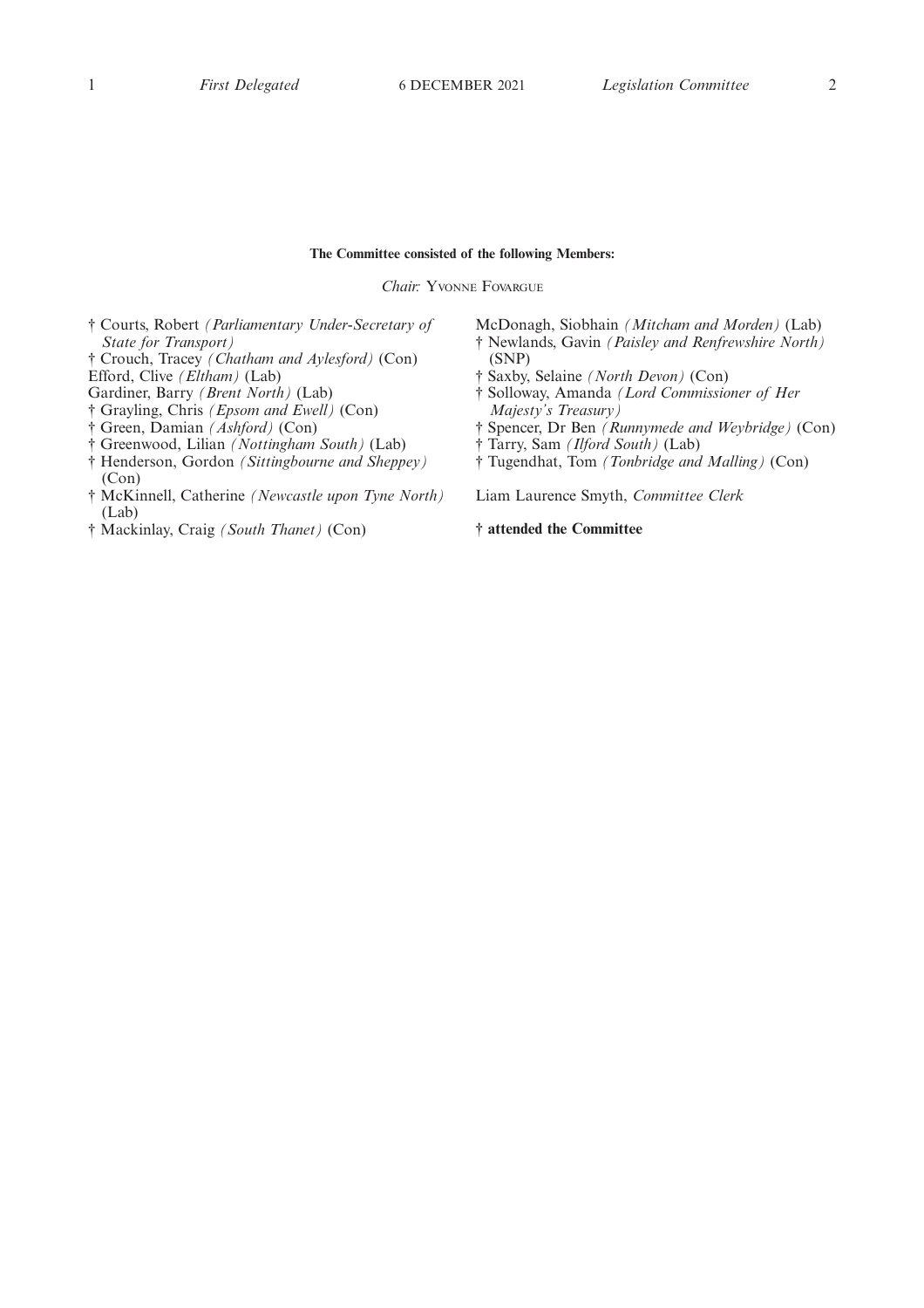**The Committee consisted of the following Members:**

*Chair:* Yvonne Fovargue

† Courts, Robert *(Parliamentary Under-Secretary of State for Transport)*
† Crouch, Tracey *(Chatham and Aylesford)* (Con)
Efford, Clive *(Eltham)* (Lab)
Gardiner, Barry *(Brent North)* (Lab)
† Grayling, Chris *(Epsom and Ewell)* (Con)
† Green, Damian *(Ashford)* (Con)
† Greenwood, Lilian *(Nottingham South)* (Lab)
† Henderson, Gordon *(Sittingbourne and Sheppey)* (Con)
† McKinnell, Catherine *(Newcastle upon Tyne North)* (Lab)
† Mackinlay, Craig *(South Thanet)* (Con)
McDonagh, Siobhain *(Mitcham and Morden)* (Lab)
† Newlands, Gavin *(Paisley and Renfrewshire North)* (SNP)
† Saxby, Selaine *(North Devon)* (Con)
† Solloway, Amanda *(Lord Commissioner of Her Majesty's Treasury)*
† Spencer, Dr Ben *(Runnymede and Weybridge)* (Con)
† Tarry, Sam *(Ilford South)* (Lab)
† Tugendhat, Tom *(Tonbridge and Malling)* (Con)

Liam Laurence Smyth, *Committee Clerk*

**† attended the Committee**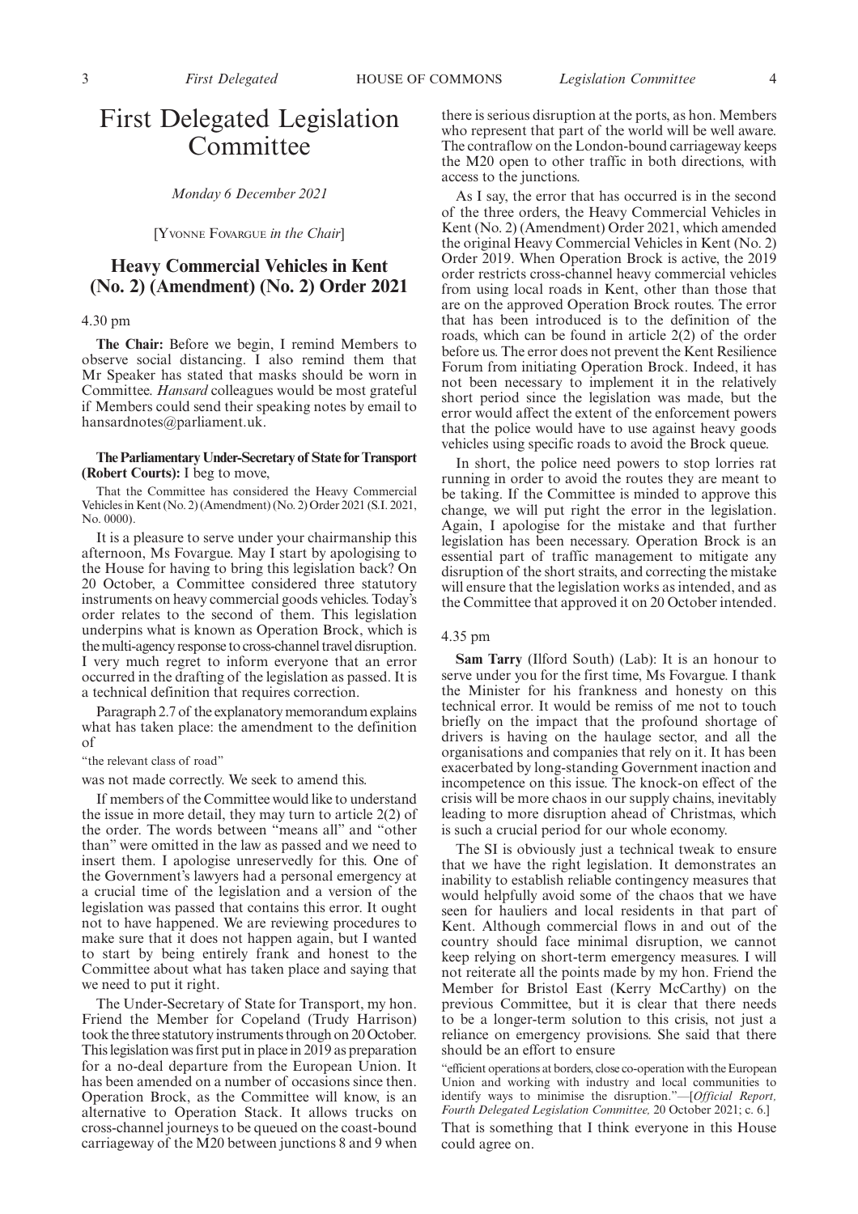# First Delegated Legislation Committee

*Monday 6 December 2021*

[Yvonne Fovargue *in the Chair*]

## Heavy Commercial Vehicles in Kent (No. 2) (Amendment) (No. 2) Order 2021

4.30 pm

**The Chair:** Before we begin, I remind Members to observe social distancing. I also remind them that Mr Speaker has stated that masks should be worn in Committee. *Hansard* colleagues would be most grateful if Members could send their speaking notes by email to hansardnotes@parliament.uk.

**The Parliamentary Under-Secretary of State for Transport (Robert Courts):** I beg to move,

That the Committee has considered the Heavy Commercial Vehicles in Kent (No. 2) (Amendment) (No. 2) Order 2021 (S.I. 2021, No. 0000).

It is a pleasure to serve under your chairmanship this afternoon, Ms Fovargue. May I start by apologising to the House for having to bring this legislation back? On 20 October, a Committee considered three statutory instruments on heavy commercial goods vehicles. Today's order relates to the second of them. This legislation underpins what is known as Operation Brock, which is the multi-agency response to cross-channel travel disruption. I very much regret to inform everyone that an error occurred in the drafting of the legislation as passed. It is a technical definition that requires correction.

Paragraph 2.7 of the explanatory memorandum explains what has taken place: the amendment to the definition of

"the relevant class of road"

was not made correctly. We seek to amend this.

If members of the Committee would like to understand the issue in more detail, they may turn to article 2(2) of the order. The words between "means all" and "other than" were omitted in the law as passed and we need to insert them. I apologise unreservedly for this. One of the Government's lawyers had a personal emergency at a crucial time of the legislation and a version of the legislation was passed that contains this error. It ought not to have happened. We are reviewing procedures to make sure that it does not happen again, but I wanted to start by being entirely frank and honest to the Committee about what has taken place and saying that we need to put it right.

The Under-Secretary of State for Transport, my hon. Friend the Member for Copeland (Trudy Harrison) took the three statutory instruments through on 20 October. This legislation was first put in place in 2019 as preparation for a no-deal departure from the European Union. It has been amended on a number of occasions since then. Operation Brock, as the Committee will know, is an alternative to Operation Stack. It allows trucks on cross-channel journeys to be queued on the coast-bound carriageway of the M20 between junctions 8 and 9 when there is serious disruption at the ports, as hon. Members who represent that part of the world will be well aware. The contraflow on the London-bound carriageway keeps the M20 open to other traffic in both directions, with access to the junctions.

As I say, the error that has occurred is in the second of the three orders, the Heavy Commercial Vehicles in Kent (No. 2) (Amendment) Order 2021, which amended the original Heavy Commercial Vehicles in Kent (No. 2) Order 2019. When Operation Brock is active, the 2019 order restricts cross-channel heavy commercial vehicles from using local roads in Kent, other than those that are on the approved Operation Brock routes. The error that has been introduced is to the definition of the roads, which can be found in article 2(2) of the order before us. The error does not prevent the Kent Resilience Forum from initiating Operation Brock. Indeed, it has not been necessary to implement it in the relatively short period since the legislation was made, but the error would affect the extent of the enforcement powers that the police would have to use against heavy goods vehicles using specific roads to avoid the Brock queue.

In short, the police need powers to stop lorries rat running in order to avoid the routes they are meant to be taking. If the Committee is minded to approve this change, we will put right the error in the legislation. Again, I apologise for the mistake and that further legislation has been necessary. Operation Brock is an essential part of traffic management to mitigate any disruption of the short straits, and correcting the mistake will ensure that the legislation works as intended, and as the Committee that approved it on 20 October intended.

4.35 pm

**Sam Tarry** (Ilford South) (Lab): It is an honour to serve under you for the first time, Ms Fovargue. I thank the Minister for his frankness and honesty on this technical error. It would be remiss of me not to touch briefly on the impact that the profound shortage of drivers is having on the haulage sector, and all the organisations and companies that rely on it. It has been exacerbated by long-standing Government inaction and incompetence on this issue. The knock-on effect of the crisis will be more chaos in our supply chains, inevitably leading to more disruption ahead of Christmas, which is such a crucial period for our whole economy.

The SI is obviously just a technical tweak to ensure that we have the right legislation. It demonstrates an inability to establish reliable contingency measures that would helpfully avoid some of the chaos that we have seen for hauliers and local residents in that part of Kent. Although commercial flows in and out of the country should face minimal disruption, we cannot keep relying on short-term emergency measures. I will not reiterate all the points made by my hon. Friend the Member for Bristol East (Kerry McCarthy) on the previous Committee, but it is clear that there needs to be a longer-term solution to this crisis, not just a reliance on emergency provisions. She said that there should be an effort to ensure

"efficient operations at borders, close co-operation with the European Union and working with industry and local communities to identify ways to minimise the disruption."—[*Official Report, Fourth Delegated Legislation Committee,* 20 October 2021; c. 6.]

That is something that I think everyone in this House could agree on.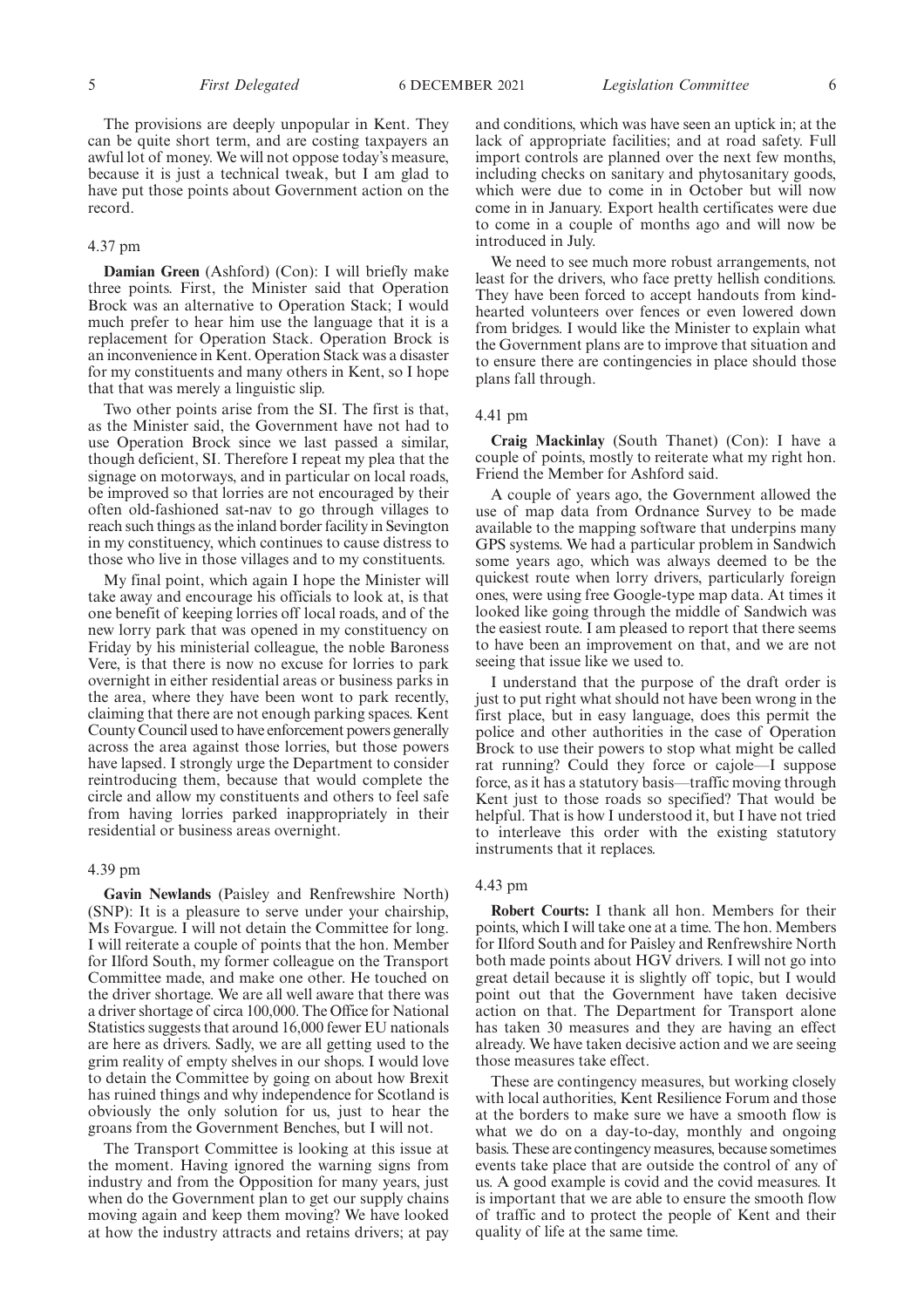The provisions are deeply unpopular in Kent. They can be quite short term, and are costing taxpayers an awful lot of money. We will not oppose today's measure, because it is just a technical tweak, but I am glad to have put those points about Government action on the record.

4.37 pm

**Damian Green** (Ashford) (Con): I will briefly make three points. First, the Minister said that Operation Brock was an alternative to Operation Stack; I would much prefer to hear him use the language that it is a replacement for Operation Stack. Operation Brock is an inconvenience in Kent. Operation Stack was a disaster for my constituents and many others in Kent, so I hope that that was merely a linguistic slip.

Two other points arise from the SI. The first is that, as the Minister said, the Government have not had to use Operation Brock since we last passed a similar, though deficient, SI. Therefore I repeat my plea that the signage on motorways, and in particular on local roads, be improved so that lorries are not encouraged by their often old-fashioned sat-nav to go through villages to reach such things as the inland border facility in Sevington in my constituency, which continues to cause distress to those who live in those villages and to my constituents.

My final point, which again I hope the Minister will take away and encourage his officials to look at, is that one benefit of keeping lorries off local roads, and of the new lorry park that was opened in my constituency on Friday by his ministerial colleague, the noble Baroness Vere, is that there is now no excuse for lorries to park overnight in either residential areas or business parks in the area, where they have been wont to park recently, claiming that there are not enough parking spaces. Kent County Council used to have enforcement powers generally across the area against those lorries, but those powers have lapsed. I strongly urge the Department to consider reintroducing them, because that would complete the circle and allow my constituents and others to feel safe from having lorries parked inappropriately in their residential or business areas overnight.

4.39 pm

**Gavin Newlands** (Paisley and Renfrewshire North) (SNP): It is a pleasure to serve under your chairship, Ms Fovargue. I will not detain the Committee for long. I will reiterate a couple of points that the hon. Member for Ilford South, my former colleague on the Transport Committee made, and make one other. He touched on the driver shortage. We are all well aware that there was a driver shortage of circa 100,000. The Office for National Statistics suggests that around 16,000 fewer EU nationals are here as drivers. Sadly, we are all getting used to the grim reality of empty shelves in our shops. I would love to detain the Committee by going on about how Brexit has ruined things and why independence for Scotland is obviously the only solution for us, just to hear the groans from the Government Benches, but I will not.

The Transport Committee is looking at this issue at the moment. Having ignored the warning signs from industry and from the Opposition for many years, just when do the Government plan to get our supply chains moving again and keep them moving? We have looked at how the industry attracts and retains drivers; at pay and conditions, which was have seen an uptick in; at the lack of appropriate facilities; and at road safety. Full import controls are planned over the next few months, including checks on sanitary and phytosanitary goods, which were due to come in in October but will now come in in January. Export health certificates were due to come in a couple of months ago and will now be introduced in July.

We need to see much more robust arrangements, not least for the drivers, who face pretty hellish conditions. They have been forced to accept handouts from kind-hearted volunteers over fences or even lowered down from bridges. I would like the Minister to explain what the Government plans are to improve that situation and to ensure there are contingencies in place should those plans fall through.

4.41 pm

**Craig Mackinlay** (South Thanet) (Con): I have a couple of points, mostly to reiterate what my right hon. Friend the Member for Ashford said.

A couple of years ago, the Government allowed the use of map data from Ordnance Survey to be made available to the mapping software that underpins many GPS systems. We had a particular problem in Sandwich some years ago, which was always deemed to be the quickest route when lorry drivers, particularly foreign ones, were using free Google-type map data. At times it looked like going through the middle of Sandwich was the easiest route. I am pleased to report that there seems to have been an improvement on that, and we are not seeing that issue like we used to.

I understand that the purpose of the draft order is just to put right what should not have been wrong in the first place, but in easy language, does this permit the police and other authorities in the case of Operation Brock to use their powers to stop what might be called rat running? Could they force or cajole—I suppose force, as it has a statutory basis—traffic moving through Kent just to those roads so specified? That would be helpful. That is how I understood it, but I have not tried to interleave this order with the existing statutory instruments that it replaces.

4.43 pm

**Robert Courts:** I thank all hon. Members for their points, which I will take one at a time. The hon. Members for Ilford South and for Paisley and Renfrewshire North both made points about HGV drivers. I will not go into great detail because it is slightly off topic, but I would point out that the Government have taken decisive action on that. The Department for Transport alone has taken 30 measures and they are having an effect already. We have taken decisive action and we are seeing those measures take effect.

These are contingency measures, but working closely with local authorities, Kent Resilience Forum and those at the borders to make sure we have a smooth flow is what we do on a day-to-day, monthly and ongoing basis. These are contingency measures, because sometimes events take place that are outside the control of any of us. A good example is covid and the covid measures. It is important that we are able to ensure the smooth flow of traffic and to protect the people of Kent and their quality of life at the same time.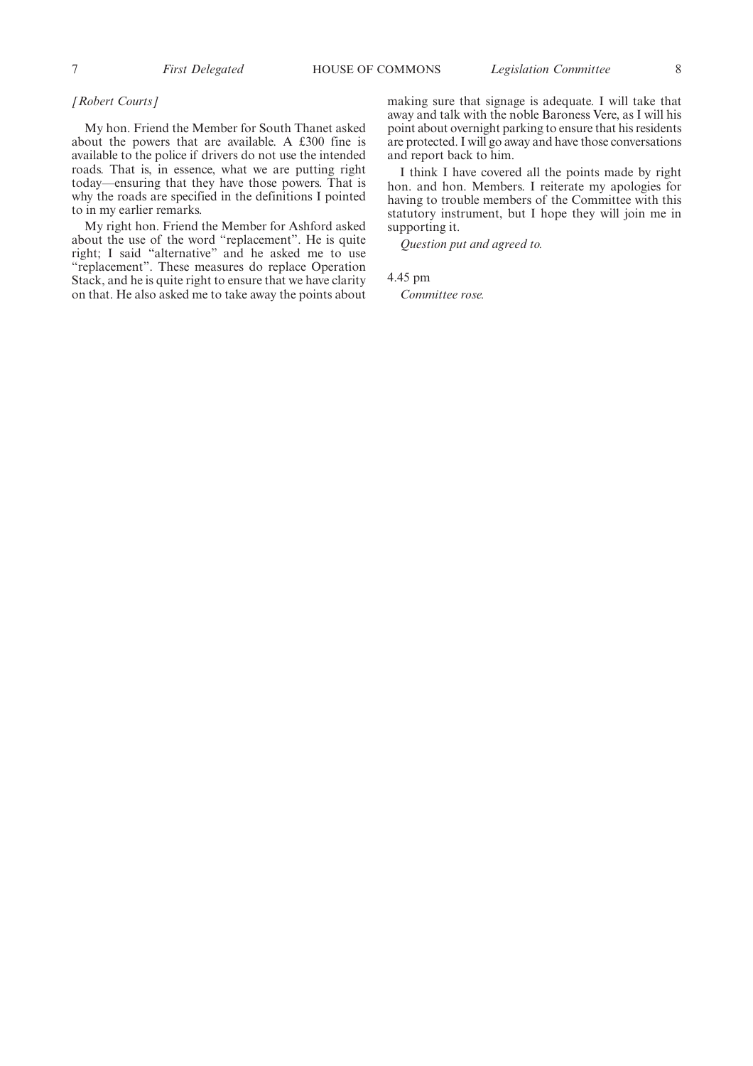*[Robert Courts]*

My hon. Friend the Member for South Thanet asked about the powers that are available. A £300 fine is available to the police if drivers do not use the intended roads. That is, in essence, what we are putting right today—ensuring that they have those powers. That is why the roads are specified in the definitions I pointed to in my earlier remarks.

My right hon. Friend the Member for Ashford asked about the use of the word "replacement". He is quite right; I said "alternative" and he asked me to use "replacement". These measures do replace Operation Stack, and he is quite right to ensure that we have clarity on that. He also asked me to take away the points about making sure that signage is adequate. I will take that away and talk with the noble Baroness Vere, as I will his point about overnight parking to ensure that his residents are protected. I will go away and have those conversations and report back to him.

I think I have covered all the points made by right hon. and hon. Members. I reiterate my apologies for having to trouble members of the Committee with this statutory instrument, but I hope they will join me in supporting it.

*Question put and agreed to.*

4.45 pm

*Committee rose.*